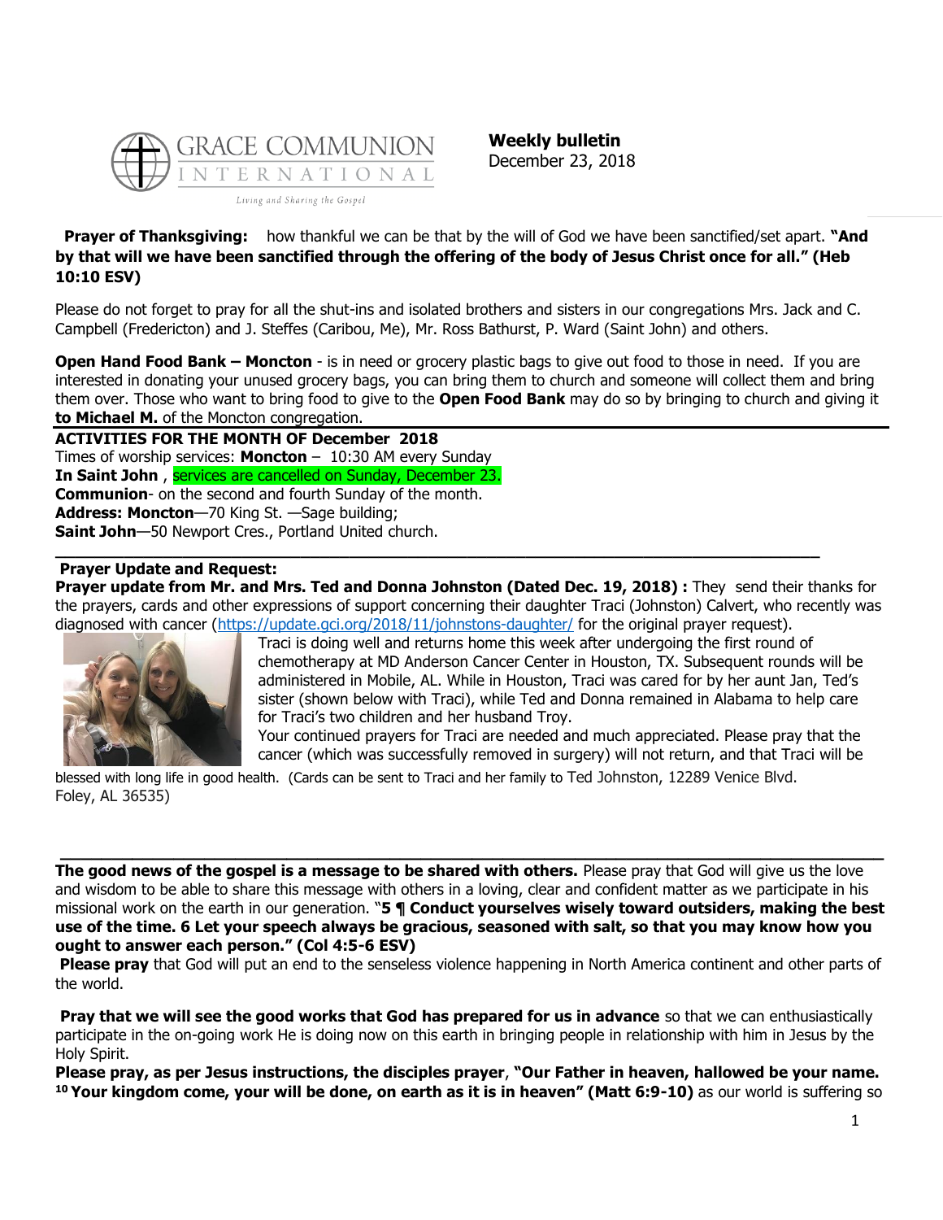GRACE COMMUNION INTERNATIONAL

Living and Sharing the Gospel

**Weekly bulletin**
December 23, 2018

**Prayer of Thanksgiving:** how thankful we can be that by the will of God we have been sanctified/set apart. **"And by that will we have been sanctified through the offering of the body of Jesus Christ once for all." (Heb 10:10 ESV)**

Please do not forget to pray for all the shut-ins and isolated brothers and sisters in our congregations Mrs. Jack and C. Campbell (Fredericton) and J. Steffes (Caribou, Me), Mr. Ross Bathurst, P. Ward (Saint John) and others.

**Open Hand Food Bank – Moncton** - is in need or grocery plastic bags to give out food to those in need. If you are interested in donating your unused grocery bags, you can bring them to church and someone will collect them and bring them over. Those who want to bring food to give to the **Open Food Bank** may do so by bringing to church and giving it **to Michael M.** of the Moncton congregation.

---

**ACTIVITIES FOR THE MONTH OF December 2018**
Times of worship services: **Moncton** – 10:30 AM every Sunday
**In Saint John** , services are cancelled on Sunday, December 23.
**Communion**- on the second and fourth Sunday of the month.
**Address: Moncton**—70 King St. —Sage building;
**Saint John**—50 Newport Cres., Portland United church.

---

**Prayer Update and Request:**

**Prayer update from Mr. and Mrs. Ted and Donna Johnston (Dated Dec. 19, 2018) :** They send their thanks for the prayers, cards and other expressions of support concerning their daughter Traci (Johnston) Calvert, who recently was diagnosed with cancer (https://update.gci.org/2018/11/johnstons-daughter/ for the original prayer request).

Traci is doing well and returns home this week after undergoing the first round of chemotherapy at MD Anderson Cancer Center in Houston, TX. Subsequent rounds will be administered in Mobile, AL. While in Houston, Traci was cared for by her aunt Jan, Ted's sister (shown below with Traci), while Ted and Donna remained in Alabama to help care for Traci's two children and her husband Troy.

Your continued prayers for Traci are needed and much appreciated. Please pray that the cancer (which was successfully removed in surgery) will not return, and that Traci will be blessed with long life in good health. (Cards can be sent to Traci and her family to Ted Johnston, 12289 Venice Blvd. Foley, AL 36535)

---

**The good news of the gospel is a message to be shared with others.** Please pray that God will give us the love and wisdom to be able to share this message with others in a loving, clear and confident matter as we participate in his missional work on the earth in our generation. "**5 ¶ Conduct yourselves wisely toward outsiders, making the best use of the time. 6 Let your speech always be gracious, seasoned with salt, so that you may know how you ought to answer each person." (Col 4:5-6 ESV)**

**Please pray** that God will put an end to the senseless violence happening in North America continent and other parts of the world.

**Pray that we will see the good works that God has prepared for us in advance** so that we can enthusiastically participate in the on-going work He is doing now on this earth in bringing people in relationship with him in Jesus by the Holy Spirit.

**Please pray, as per Jesus instructions, the disciples prayer**, **"Our Father in heaven, hallowed be your name. [10] Your kingdom come, your will be done, on earth as it is in heaven" (Matt 6:9-10)** as our world is suffering so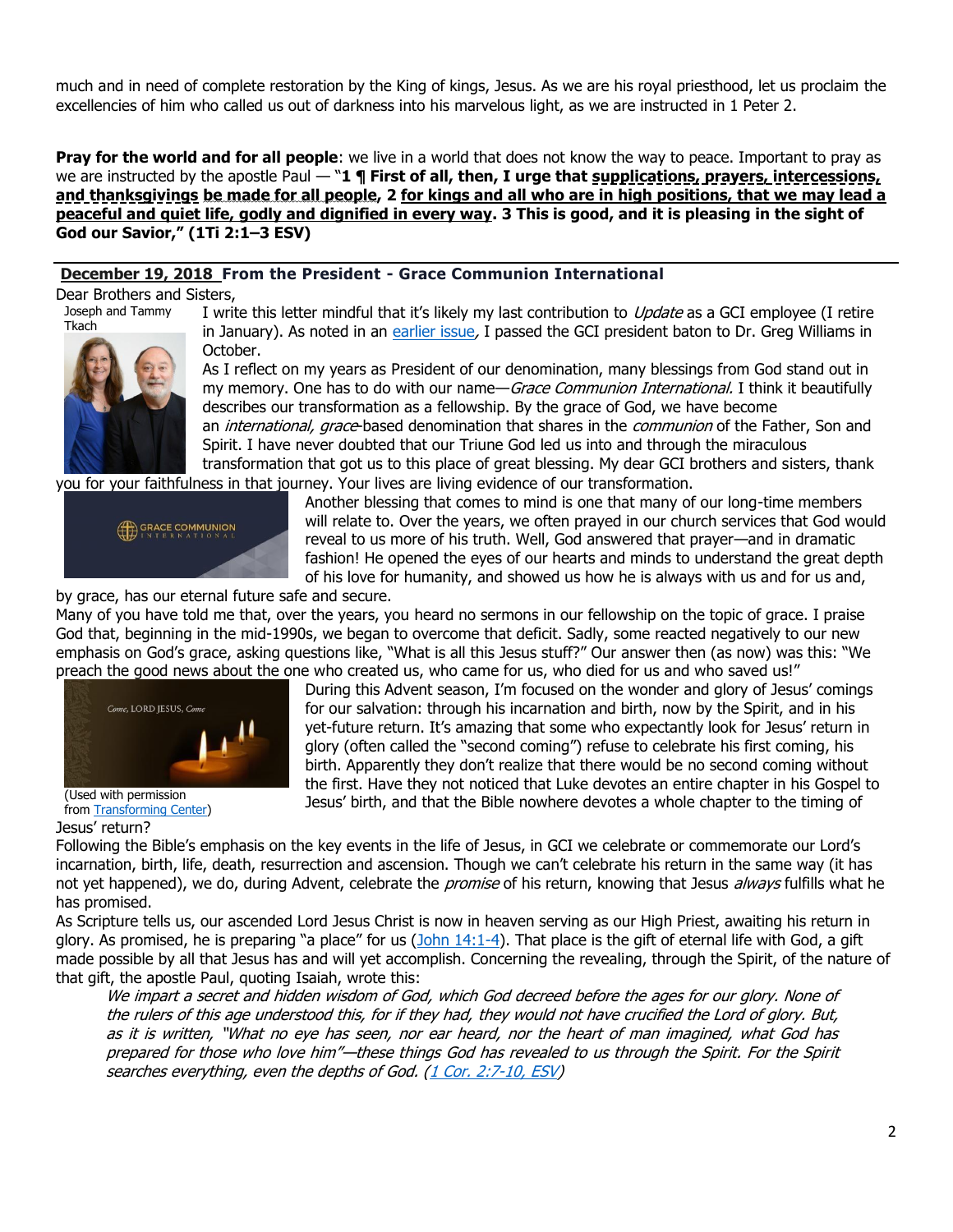much and in need of complete restoration by the King of kings, Jesus. As we are his royal priesthood, let us proclaim the excellencies of him who called us out of darkness into his marvelous light, as we are instructed in 1 Peter 2.

**Pray for the world and for all people**: we live in a world that does not know the way to peace. Important to pray as we are instructed by the apostle Paul — "**1 ¶ First of all, then, I urge that supplications, prayers, intercessions, and thanksgivings be made for all people, 2 for kings and all who are in high positions, that we may lead a peaceful and quiet life, godly and dignified in every way. 3 This is good, and it is pleasing in the sight of God our Savior," (1Ti 2:1–3 ESV)**

---

## December 19, 2018 From the President - Grace Communion International

Dear Brothers and Sisters,

Joseph and Tammy Tkach

I write this letter mindful that it's likely my last contribution to *Update* as a GCI employee (I retire in January). As noted in an earlier issue, I passed the GCI president baton to Dr. Greg Williams in October.

As I reflect on my years as President of our denomination, many blessings from God stand out in my memory. One has to do with our name—*Grace Communion International.* I think it beautifully describes our transformation as a fellowship. By the grace of God, we have become an *international, grace*-based denomination that shares in the *communion* of the Father, Son and Spirit. I have never doubted that our Triune God led us into and through the miraculous transformation that got us to this place of great blessing. My dear GCI brothers and sisters, thank you for your faithfulness in that journey. Your lives are living evidence of our transformation.

Another blessing that comes to mind is one that many of our long-time members will relate to. Over the years, we often prayed in our church services that God would reveal to us more of his truth. Well, God answered that prayer—and in dramatic fashion! He opened the eyes of our hearts and minds to understand the great depth of his love for humanity, and showed us how he is always with us and for us and, by grace, has our eternal future safe and secure.

Many of you have told me that, over the years, you heard no sermons in our fellowship on the topic of grace. I praise God that, beginning in the mid-1990s, we began to overcome that deficit. Sadly, some reacted negatively to our new emphasis on God's grace, asking questions like, "What is all this Jesus stuff?" Our answer then (as now) was this: "We preach the good news about the one who created us, who came for us, who died for us and who saved us!"

During this Advent season, I'm focused on the wonder and glory of Jesus' comings for our salvation: through his incarnation and birth, now by the Spirit, and in his yet-future return. It's amazing that some who expectantly look for Jesus' return in glory (often called the "second coming") refuse to celebrate his first coming, his birth. Apparently they don't realize that there would be no second coming without the first. Have they not noticed that Luke devotes an entire chapter in his Gospel to Jesus' birth, and that the Bible nowhere devotes a whole chapter to the timing of Jesus' return?

(Used with permission from Transforming Center)

Following the Bible's emphasis on the key events in the life of Jesus, in GCI we celebrate or commemorate our Lord's incarnation, birth, life, death, resurrection and ascension. Though we can't celebrate his return in the same way (it has not yet happened), we do, during Advent, celebrate the *promise* of his return, knowing that Jesus *always* fulfills what he has promised.

As Scripture tells us, our ascended Lord Jesus Christ is now in heaven serving as our High Priest, awaiting his return in glory. As promised, he is preparing "a place" for us (John 14:1-4). That place is the gift of eternal life with God, a gift made possible by all that Jesus has and will yet accomplish. Concerning the revealing, through the Spirit, of the nature of that gift, the apostle Paul, quoting Isaiah, wrote this:

> *We impart a secret and hidden wisdom of God, which God decreed before the ages for our glory. None of the rulers of this age understood this, for if they had, they would not have crucified the Lord of glory. But, as it is written, "What no eye has seen, nor ear heard, nor the heart of man imagined, what God has prepared for those who love him"—these things God has revealed to us through the Spirit. For the Spirit searches everything, even the depths of God. (1 Cor. 2:7-10, ESV)*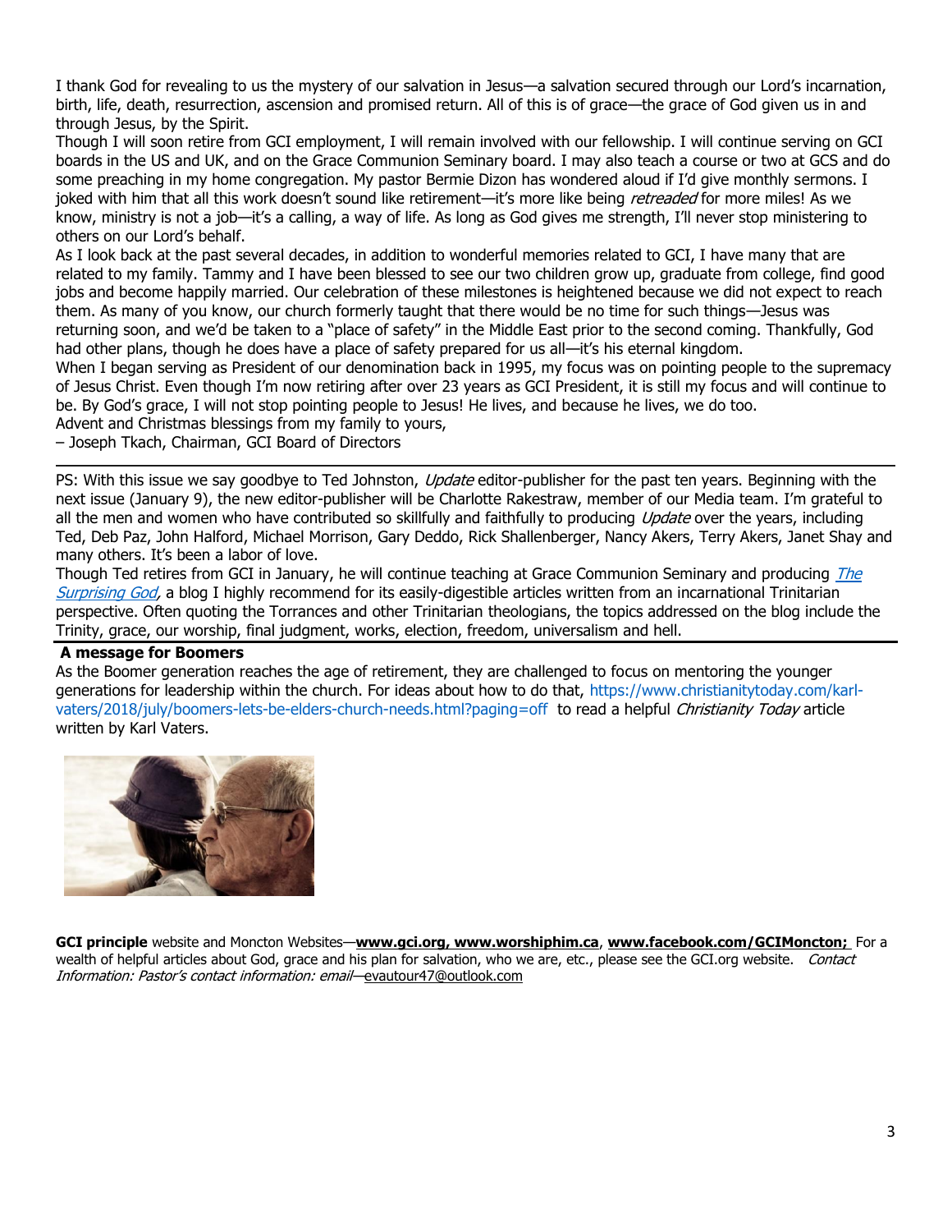I thank God for revealing to us the mystery of our salvation in Jesus—a salvation secured through our Lord's incarnation, birth, life, death, resurrection, ascension and promised return. All of this is of grace—the grace of God given us in and through Jesus, by the Spirit.

Though I will soon retire from GCI employment, I will remain involved with our fellowship. I will continue serving on GCI boards in the US and UK, and on the Grace Communion Seminary board. I may also teach a course or two at GCS and do some preaching in my home congregation. My pastor Bermie Dizon has wondered aloud if I'd give monthly sermons. I joked with him that all this work doesn't sound like retirement—it's more like being *retreaded* for more miles! As we know, ministry is not a job—it's a calling, a way of life. As long as God gives me strength, I'll never stop ministering to others on our Lord's behalf.

As I look back at the past several decades, in addition to wonderful memories related to GCI, I have many that are related to my family. Tammy and I have been blessed to see our two children grow up, graduate from college, find good jobs and become happily married. Our celebration of these milestones is heightened because we did not expect to reach them. As many of you know, our church formerly taught that there would be no time for such things—Jesus was returning soon, and we'd be taken to a "place of safety" in the Middle East prior to the second coming. Thankfully, God had other plans, though he does have a place of safety prepared for us all—it's his eternal kingdom.

When I began serving as President of our denomination back in 1995, my focus was on pointing people to the supremacy of Jesus Christ. Even though I'm now retiring after over 23 years as GCI President, it is still my focus and will continue to be. By God's grace, I will not stop pointing people to Jesus! He lives, and because he lives, we do too.

Advent and Christmas blessings from my family to yours,

– Joseph Tkach, Chairman, GCI Board of Directors

---

PS: With this issue we say goodbye to Ted Johnston, *Update* editor-publisher for the past ten years. Beginning with the next issue (January 9), the new editor-publisher will be Charlotte Rakestraw, member of our Media team. I'm grateful to all the men and women who have contributed so skillfully and faithfully to producing *Update* over the years, including Ted, Deb Paz, John Halford, Michael Morrison, Gary Deddo, Rick Shallenberger, Nancy Akers, Terry Akers, Janet Shay and many others. It's been a labor of love.

Though Ted retires from GCI in January, he will continue teaching at Grace Communion Seminary and producing *The Surprising God*, a blog I highly recommend for its easily-digestible articles written from an incarnational Trinitarian perspective. Often quoting the Torrances and other Trinitarian theologians, the topics addressed on the blog include the Trinity, grace, our worship, final judgment, works, election, freedom, universalism and hell.

---

**A message for Boomers**

As the Boomer generation reaches the age of retirement, they are challenged to focus on mentoring the younger generations for leadership within the church. For ideas about how to do that, https://www.christianitytoday.com/karl-vaters/2018/july/boomers-lets-be-elders-church-needs.html?paging=off to read a helpful *Christianity Today* article written by Karl Vaters.

**GCI principle** website and Moncton Websites—**www.gci.org, www.worshiphim.ca**, **www.facebook.com/GCIMoncton;** For a wealth of helpful articles about God, grace and his plan for salvation, who we are, etc., please see the GCI.org website. *Contact Information: Pastor's contact information: email—*evautour47@outlook.com